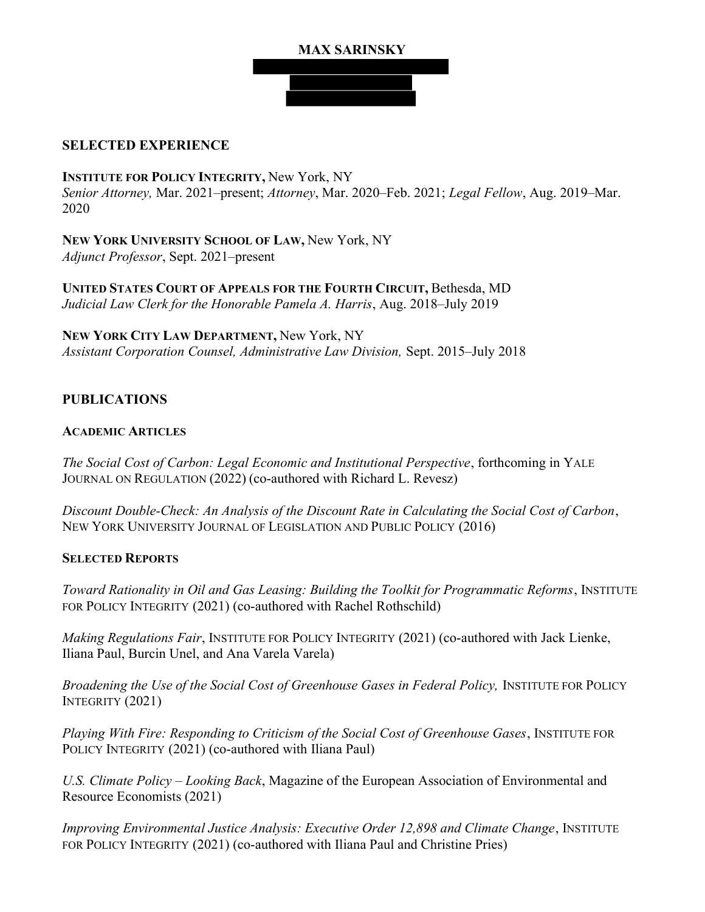# MAX SARINSKY

## SELECTED EXPERIENCE

**INSTITUTE FOR POLICY INTEGRITY,** New York, NY
*Senior Attorney,* Mar. 2021–present; *Attorney*, Mar. 2020–Feb. 2021; *Legal Fellow*, Aug. 2019–Mar. 2020

**NEW YORK UNIVERSITY SCHOOL OF LAW,** New York, NY
*Adjunct Professor*, Sept. 2021–present

**UNITED STATES COURT OF APPEALS FOR THE FOURTH CIRCUIT,** Bethesda, MD
*Judicial Law Clerk for the Honorable Pamela A. Harris*, Aug. 2018–July 2019

**NEW YORK CITY LAW DEPARTMENT,** New York, NY
*Assistant Corporation Counsel, Administrative Law Division,* Sept. 2015–July 2018

## PUBLICATIONS

### ACADEMIC ARTICLES

*The Social Cost of Carbon: Legal Economic and Institutional Perspective*, forthcoming in YALE JOURNAL ON REGULATION (2022) (co-authored with Richard L. Revesz)

*Discount Double-Check: An Analysis of the Discount Rate in Calculating the Social Cost of Carbon*, NEW YORK UNIVERSITY JOURNAL OF LEGISLATION AND PUBLIC POLICY (2016)

### SELECTED REPORTS

*Toward Rationality in Oil and Gas Leasing: Building the Toolkit for Programmatic Reforms*, INSTITUTE FOR POLICY INTEGRITY (2021) (co-authored with Rachel Rothschild)

*Making Regulations Fair*, INSTITUTE FOR POLICY INTEGRITY (2021) (co-authored with Jack Lienke, Iliana Paul, Burcin Unel, and Ana Varela Varela)

*Broadening the Use of the Social Cost of Greenhouse Gases in Federal Policy,* INSTITUTE FOR POLICY INTEGRITY (2021)

*Playing With Fire: Responding to Criticism of the Social Cost of Greenhouse Gases*, INSTITUTE FOR POLICY INTEGRITY (2021) (co-authored with Iliana Paul)

*U.S. Climate Policy – Looking Back*, Magazine of the European Association of Environmental and Resource Economists (2021)

*Improving Environmental Justice Analysis: Executive Order 12,898 and Climate Change*, INSTITUTE FOR POLICY INTEGRITY (2021) (co-authored with Iliana Paul and Christine Pries)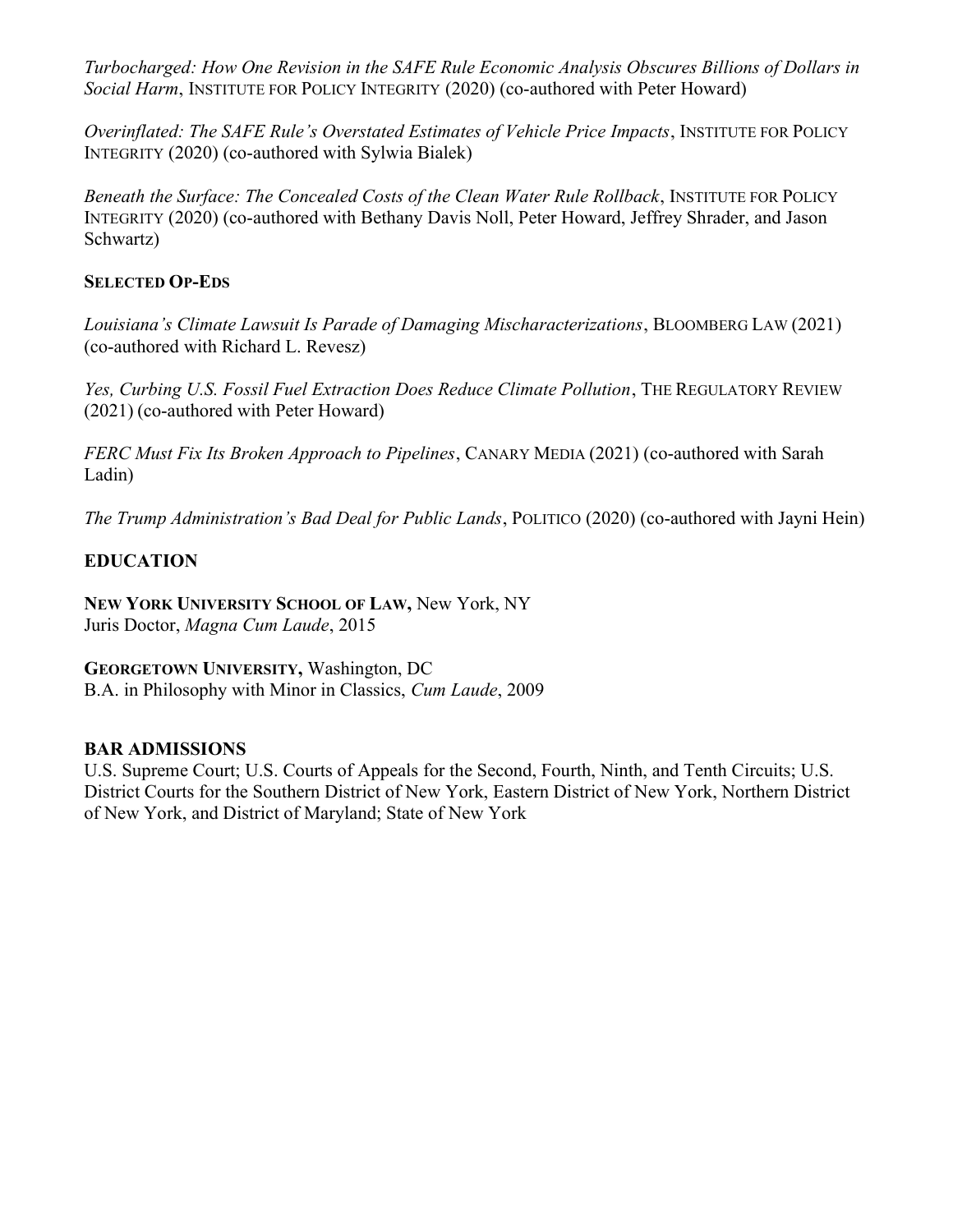*Turbocharged: How One Revision in the SAFE Rule Economic Analysis Obscures Billions of Dollars in Social Harm*, INSTITUTE FOR POLICY INTEGRITY (2020) (co-authored with Peter Howard)

*Overinflated: The SAFE Rule's Overstated Estimates of Vehicle Price Impacts*, INSTITUTE FOR POLICY INTEGRITY (2020) (co-authored with Sylwia Bialek)

*Beneath the Surface: The Concealed Costs of the Clean Water Rule Rollback*, INSTITUTE FOR POLICY INTEGRITY (2020) (co-authored with Bethany Davis Noll, Peter Howard, Jeffrey Shrader, and Jason Schwartz)

**SELECTED OP-EDS**

*Louisiana's Climate Lawsuit Is Parade of Damaging Mischaracterizations*, BLOOMBERG LAW (2021) (co-authored with Richard L. Revesz)

*Yes, Curbing U.S. Fossil Fuel Extraction Does Reduce Climate Pollution*, THE REGULATORY REVIEW (2021) (co-authored with Peter Howard)

*FERC Must Fix Its Broken Approach to Pipelines*, CANARY MEDIA (2021) (co-authored with Sarah Ladin)

*The Trump Administration's Bad Deal for Public Lands*, POLITICO (2020) (co-authored with Jayni Hein)

## EDUCATION

**NEW YORK UNIVERSITY SCHOOL OF LAW,** New York, NY
Juris Doctor, *Magna Cum Laude*, 2015

**GEORGETOWN UNIVERSITY,** Washington, DC
B.A. in Philosophy with Minor in Classics, *Cum Laude*, 2009

## BAR ADMISSIONS

U.S. Supreme Court; U.S. Courts of Appeals for the Second, Fourth, Ninth, and Tenth Circuits; U.S. District Courts for the Southern District of New York, Eastern District of New York, Northern District of New York, and District of Maryland; State of New York